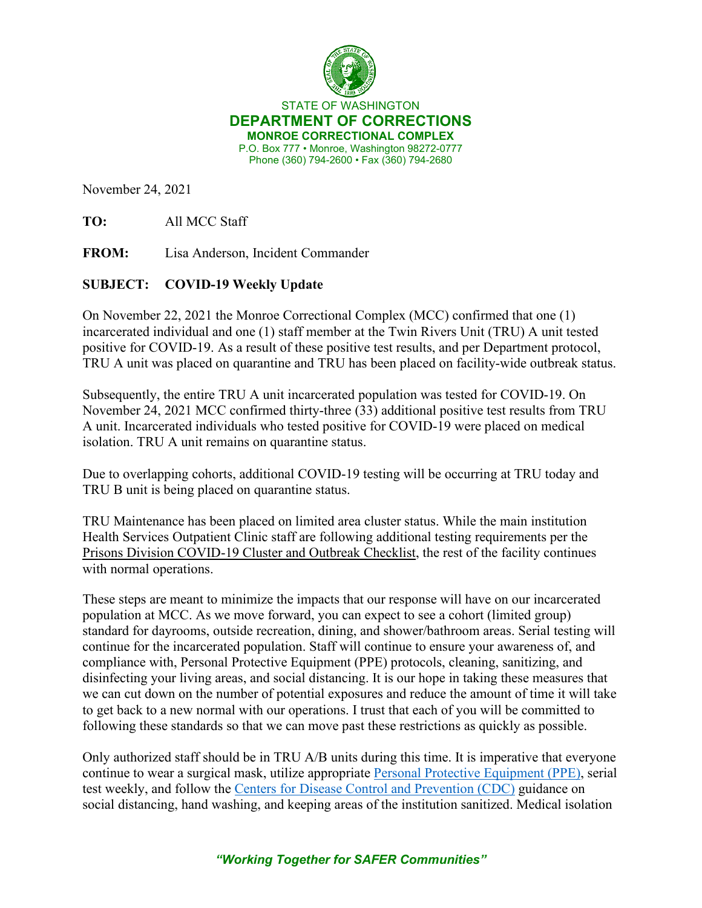STATE OF WASHINGTON

**DEPARTMENT OF CORRECTIONS**

**MONROE CORRECTIONAL COMPLEX**

P.O. Box 777 • Monroe, Washington 98272-0777

Phone (360) 794-2600 • Fax (360) 794-2680

November 24, 2021

**TO:** All MCC Staff

**FROM:** Lisa Anderson, Incident Commander

**SUBJECT: COVID-19 Weekly Update**

On November 22, 2021 the Monroe Correctional Complex (MCC) confirmed that one (1) incarcerated individual and one (1) staff member at the Twin Rivers Unit (TRU) A unit tested positive for COVID-19. As a result of these positive test results, and per Department protocol, TRU A unit was placed on quarantine and TRU has been placed on facility-wide outbreak status.

Subsequently, the entire TRU A unit incarcerated population was tested for COVID-19. On November 24, 2021 MCC confirmed thirty-three (33) additional positive test results from TRU A unit. Incarcerated individuals who tested positive for COVID-19 were placed on medical isolation. TRU A unit remains on quarantine status.

Due to overlapping cohorts, additional COVID-19 testing will be occurring at TRU today and TRU B unit is being placed on quarantine status.

TRU Maintenance has been placed on limited area cluster status. While the main institution Health Services Outpatient Clinic staff are following additional testing requirements per the Prisons Division COVID-19 Cluster and Outbreak Checklist, the rest of the facility continues with normal operations.

These steps are meant to minimize the impacts that our response will have on our incarcerated population at MCC. As we move forward, you can expect to see a cohort (limited group) standard for dayrooms, outside recreation, dining, and shower/bathroom areas. Serial testing will continue for the incarcerated population. Staff will continue to ensure your awareness of, and compliance with, Personal Protective Equipment (PPE) protocols, cleaning, sanitizing, and disinfecting your living areas, and social distancing. It is our hope in taking these measures that we can cut down on the number of potential exposures and reduce the amount of time it will take to get back to a new normal with our operations. I trust that each of you will be committed to following these standards so that we can move past these restrictions as quickly as possible.

Only authorized staff should be in TRU A/B units during this time. It is imperative that everyone continue to wear a surgical mask, utilize appropriate Personal Protective Equipment (PPE), serial test weekly, and follow the Centers for Disease Control and Prevention (CDC) guidance on social distancing, hand washing, and keeping areas of the institution sanitized. Medical isolation

*"Working Together for SAFER Communities"*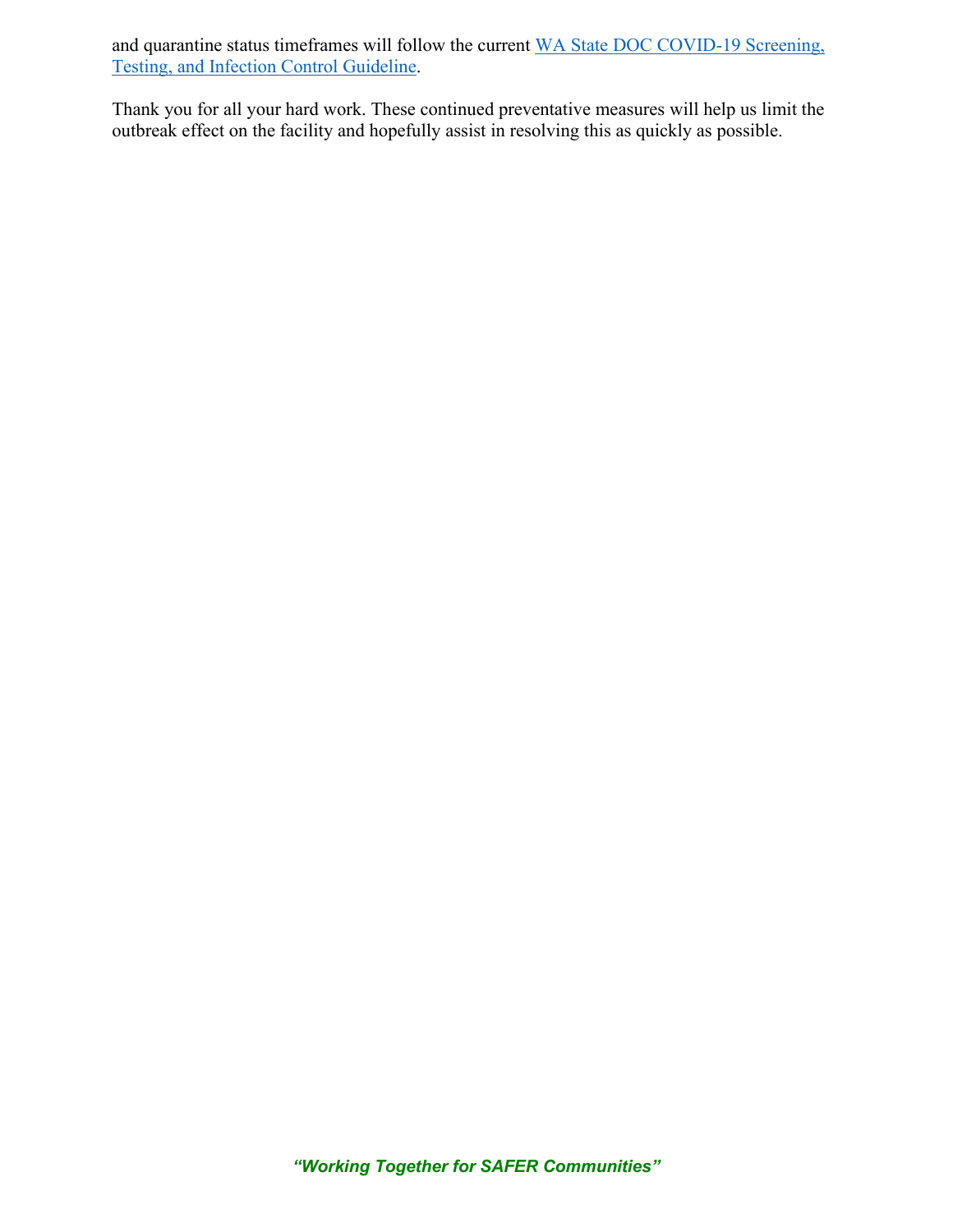and quarantine status timeframes will follow the current WA State DOC COVID-19 Screening, Testing, and Infection Control Guideline.

Thank you for all your hard work. These continued preventative measures will help us limit the outbreak effect on the facility and hopefully assist in resolving this as quickly as possible.